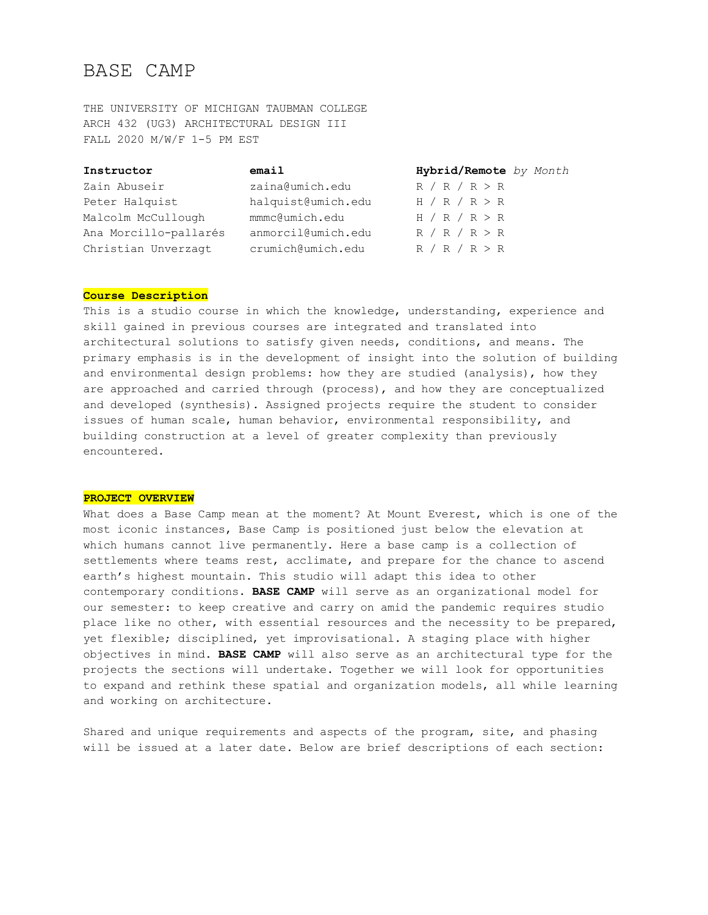# BASE CAMP

THE UNIVERSITY OF MICHIGAN TAUBMAN COLLEGE
ARCH 432 (UG3) ARCHITECTURAL DESIGN III
FALL 2020 M/W/F 1-5 PM EST

| **Instructor** | **email** | **Hybrid/Remote** *by Month* |
|---|---|---|
| Zain Abuseir | zaina@umich.edu | R / R / R > R |
| Peter Halquist | halquist@umich.edu | H / R / R > R |
| Malcolm McCullough | mmmc@umich.edu | H / R / R > R |
| Ana Morcillo-pallarés | anmorcil@umich.edu | R / R / R > R |
| Christian Unverzagt | crumich@umich.edu | R / R / R > R |

**Course Description**

This is a studio course in which the knowledge, understanding, experience and skill gained in previous courses are integrated and translated into architectural solutions to satisfy given needs, conditions, and means. The primary emphasis is in the development of insight into the solution of building and environmental design problems: how they are studied (analysis), how they are approached and carried through (process), and how they are conceptualized and developed (synthesis). Assigned projects require the student to consider issues of human scale, human behavior, environmental responsibility, and building construction at a level of greater complexity than previously encountered.

**PROJECT OVERVIEW**

What does a Base Camp mean at the moment? At Mount Everest, which is one of the most iconic instances, Base Camp is positioned just below the elevation at which humans cannot live permanently. Here a base camp is a collection of settlements where teams rest, acclimate, and prepare for the chance to ascend earth's highest mountain. This studio will adapt this idea to other contemporary conditions. **BASE CAMP** will serve as an organizational model for our semester: to keep creative and carry on amid the pandemic requires studio place like no other, with essential resources and the necessity to be prepared, yet flexible; disciplined, yet improvisational. A staging place with higher objectives in mind. **BASE CAMP** will also serve as an architectural type for the projects the sections will undertake. Together we will look for opportunities to expand and rethink these spatial and organization models, all while learning and working on architecture.

Shared and unique requirements and aspects of the program, site, and phasing will be issued at a later date. Below are brief descriptions of each section: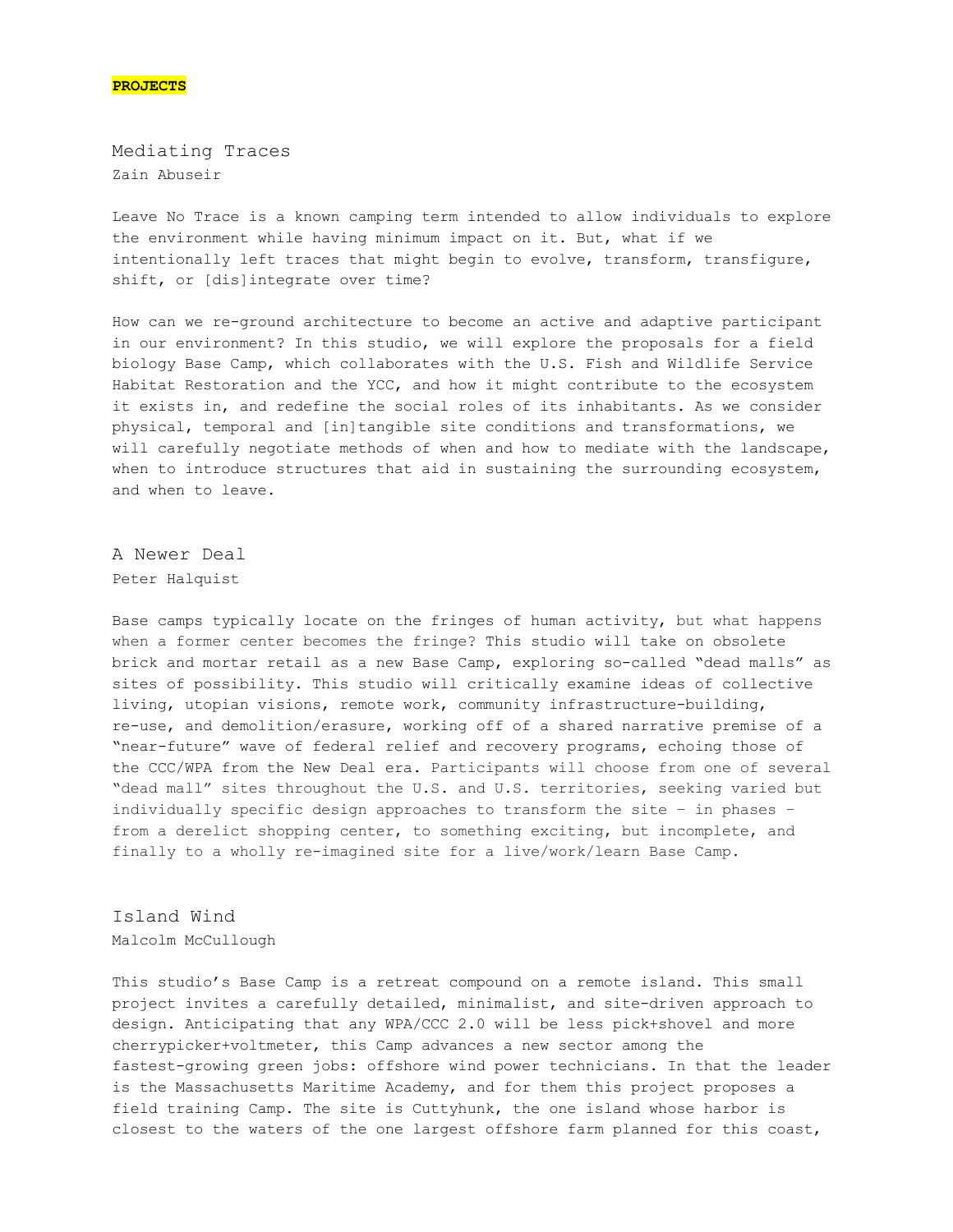**PROJECTS**

## Mediating Traces

Zain Abuseir

Leave No Trace is a known camping term intended to allow individuals to explore the environment while having minimum impact on it. But, what if we intentionally left traces that might begin to evolve, transform, transfigure, shift, or [dis]integrate over time?

How can we re-ground architecture to become an active and adaptive participant in our environment? In this studio, we will explore the proposals for a field biology Base Camp, which collaborates with the U.S. Fish and Wildlife Service Habitat Restoration and the YCC, and how it might contribute to the ecosystem it exists in, and redefine the social roles of its inhabitants. As we consider physical, temporal and [in]tangible site conditions and transformations, we will carefully negotiate methods of when and how to mediate with the landscape, when to introduce structures that aid in sustaining the surrounding ecosystem, and when to leave.

## A Newer Deal

Peter Halquist

Base camps typically locate on the fringes of human activity, but what happens when a former center becomes the fringe? This studio will take on obsolete brick and mortar retail as a new Base Camp, exploring so-called “dead malls” as sites of possibility. This studio will critically examine ideas of collective living, utopian visions, remote work, community infrastructure-building, re-use, and demolition/erasure, working off of a shared narrative premise of a “near-future” wave of federal relief and recovery programs, echoing those of the CCC/WPA from the New Deal era. Participants will choose from one of several “dead mall” sites throughout the U.S. and U.S. territories, seeking varied but individually specific design approaches to transform the site – in phases – from a derelict shopping center, to something exciting, but incomplete, and finally to a wholly re-imagined site for a live/work/learn Base Camp.

## Island Wind

Malcolm McCullough

This studio’s Base Camp is a retreat compound on a remote island. This small project invites a carefully detailed, minimalist, and site-driven approach to design. Anticipating that any WPA/CCC 2.0 will be less pick+shovel and more cherrypicker+voltmeter, this Camp advances a new sector among the fastest-growing green jobs: offshore wind power technicians. In that the leader is the Massachusetts Maritime Academy, and for them this project proposes a field training Camp. The site is Cuttyhunk, the one island whose harbor is closest to the waters of the one largest offshore farm planned for this coast,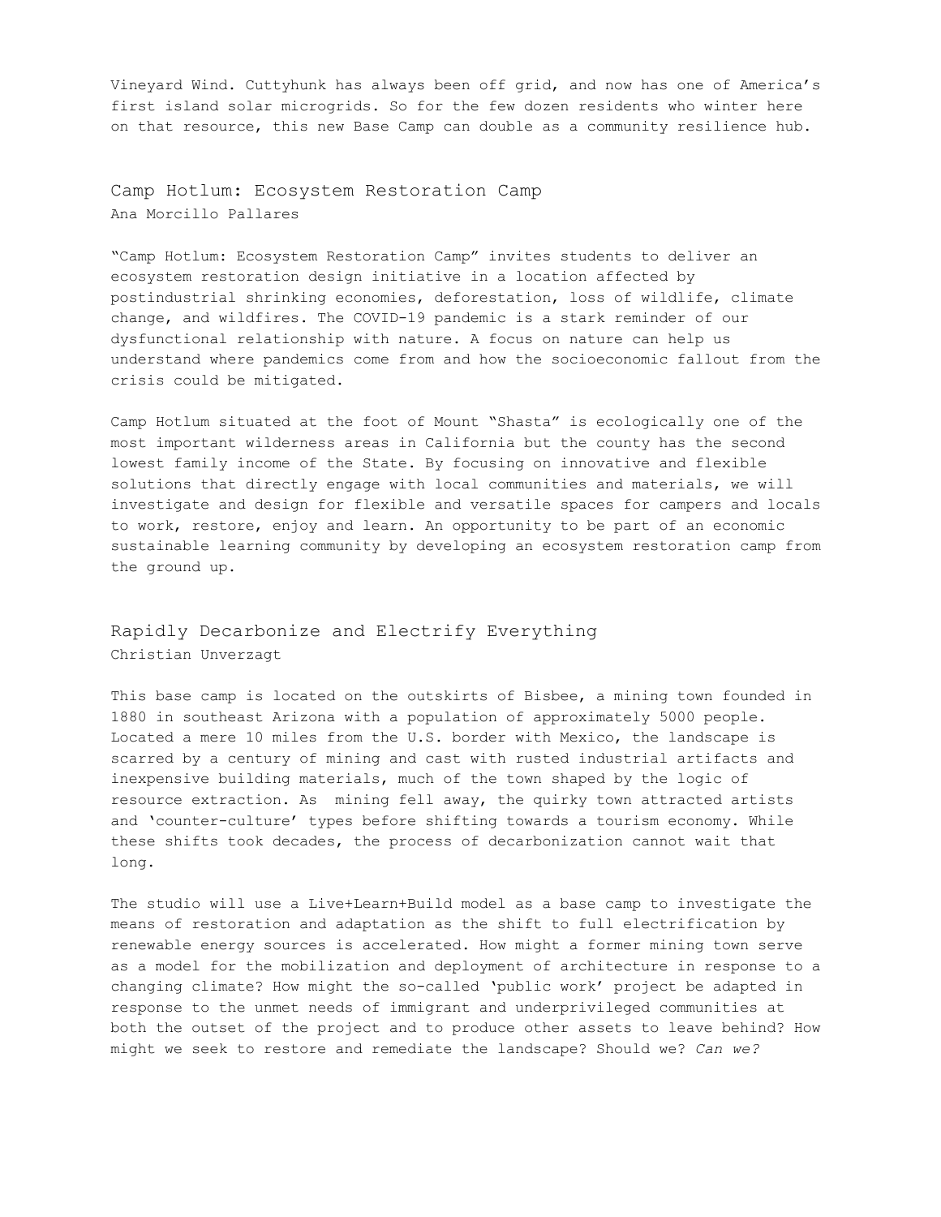Vineyard Wind. Cuttyhunk has always been off grid, and now has one of America's first island solar microgrids. So for the few dozen residents who winter here on that resource, this new Base Camp can double as a community resilience hub.

## Camp Hotlum: Ecosystem Restoration Camp

Ana Morcillo Pallares

"Camp Hotlum: Ecosystem Restoration Camp" invites students to deliver an ecosystem restoration design initiative in a location affected by postindustrial shrinking economies, deforestation, loss of wildlife, climate change, and wildfires. The COVID-19 pandemic is a stark reminder of our dysfunctional relationship with nature. A focus on nature can help us understand where pandemics come from and how the socioeconomic fallout from the crisis could be mitigated.

Camp Hotlum situated at the foot of Mount "Shasta" is ecologically one of the most important wilderness areas in California but the county has the second lowest family income of the State. By focusing on innovative and flexible solutions that directly engage with local communities and materials, we will investigate and design for flexible and versatile spaces for campers and locals to work, restore, enjoy and learn. An opportunity to be part of an economic sustainable learning community by developing an ecosystem restoration camp from the ground up.

## Rapidly Decarbonize and Electrify Everything

Christian Unverzagt

This base camp is located on the outskirts of Bisbee, a mining town founded in 1880 in southeast Arizona with a population of approximately 5000 people. Located a mere 10 miles from the U.S. border with Mexico, the landscape is scarred by a century of mining and cast with rusted industrial artifacts and inexpensive building materials, much of the town shaped by the logic of resource extraction. As mining fell away, the quirky town attracted artists and 'counter-culture' types before shifting towards a tourism economy. While these shifts took decades, the process of decarbonization cannot wait that long.

The studio will use a Live+Learn+Build model as a base camp to investigate the means of restoration and adaptation as the shift to full electrification by renewable energy sources is accelerated. How might a former mining town serve as a model for the mobilization and deployment of architecture in response to a changing climate? How might the so-called 'public work' project be adapted in response to the unmet needs of immigrant and underprivileged communities at both the outset of the project and to produce other assets to leave behind? How might we seek to restore and remediate the landscape? Should we? *Can we?*